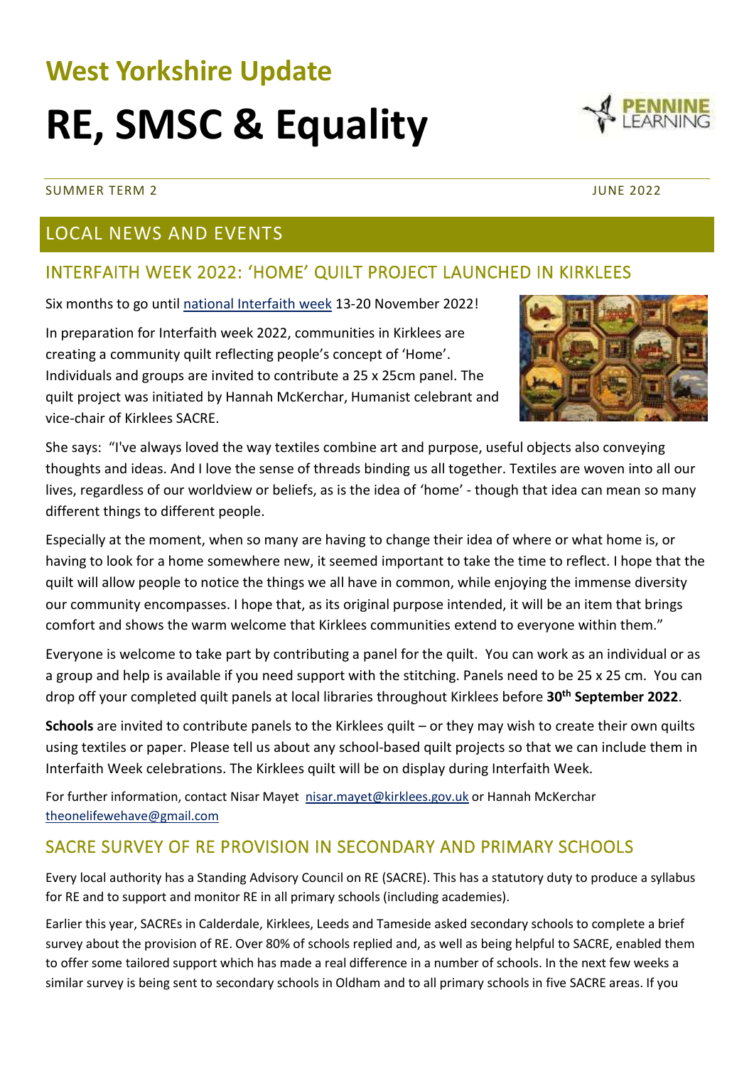# West Yorkshire Update

# RE, SMSC & Equality

SUMMER TERM 2 JUNE 2022

## LOCAL NEWS AND EVENTS

### INTERFAITH WEEK 2022: 'HOME' QUILT PROJECT LAUNCHED IN KIRKLEES

Six months to go until national Interfaith week 13-20 November 2022!

In preparation for Interfaith week 2022, communities in Kirklees are creating a community quilt reflecting people's concept of 'Home'. Individuals and groups are invited to contribute a 25 x 25cm panel. The quilt project was initiated by Hannah McKerchar, Humanist celebrant and vice-chair of Kirklees SACRE.

She says: "I've always loved the way textiles combine art and purpose, useful objects also conveying thoughts and ideas. And I love the sense of threads binding us all together. Textiles are woven into all our lives, regardless of our worldview or beliefs, as is the idea of 'home' - though that idea can mean so many different things to different people.

Especially at the moment, when so many are having to change their idea of where or what home is, or having to look for a home somewhere new, it seemed important to take the time to reflect. I hope that the quilt will allow people to notice the things we all have in common, while enjoying the immense diversity our community encompasses. I hope that, as its original purpose intended, it will be an item that brings comfort and shows the warm welcome that Kirklees communities extend to everyone within them."

Everyone is welcome to take part by contributing a panel for the quilt. You can work as an individual or as a group and help is available if you need support with the stitching. Panels need to be 25 x 25 cm. You can drop off your completed quilt panels at local libraries throughout Kirklees before **30th September 2022**.

**Schools** are invited to contribute panels to the Kirklees quilt – or they may wish to create their own quilts using textiles or paper. Please tell us about any school-based quilt projects so that we can include them in Interfaith Week celebrations. The Kirklees quilt will be on display during Interfaith Week.

For further information, contact Nisar Mayet nisar.mayet@kirklees.gov.uk or Hannah McKerchar theonelifewehave@gmail.com

### SACRE SURVEY OF RE PROVISION IN SECONDARY AND PRIMARY SCHOOLS

Every local authority has a Standing Advisory Council on RE (SACRE). This has a statutory duty to produce a syllabus for RE and to support and monitor RE in all primary schools (including academies).

Earlier this year, SACREs in Calderdale, Kirklees, Leeds and Tameside asked secondary schools to complete a brief survey about the provision of RE. Over 80% of schools replied and, as well as being helpful to SACRE, enabled them to offer some tailored support which has made a real difference in a number of schools. In the next few weeks a similar survey is being sent to secondary schools in Oldham and to all primary schools in five SACRE areas. If you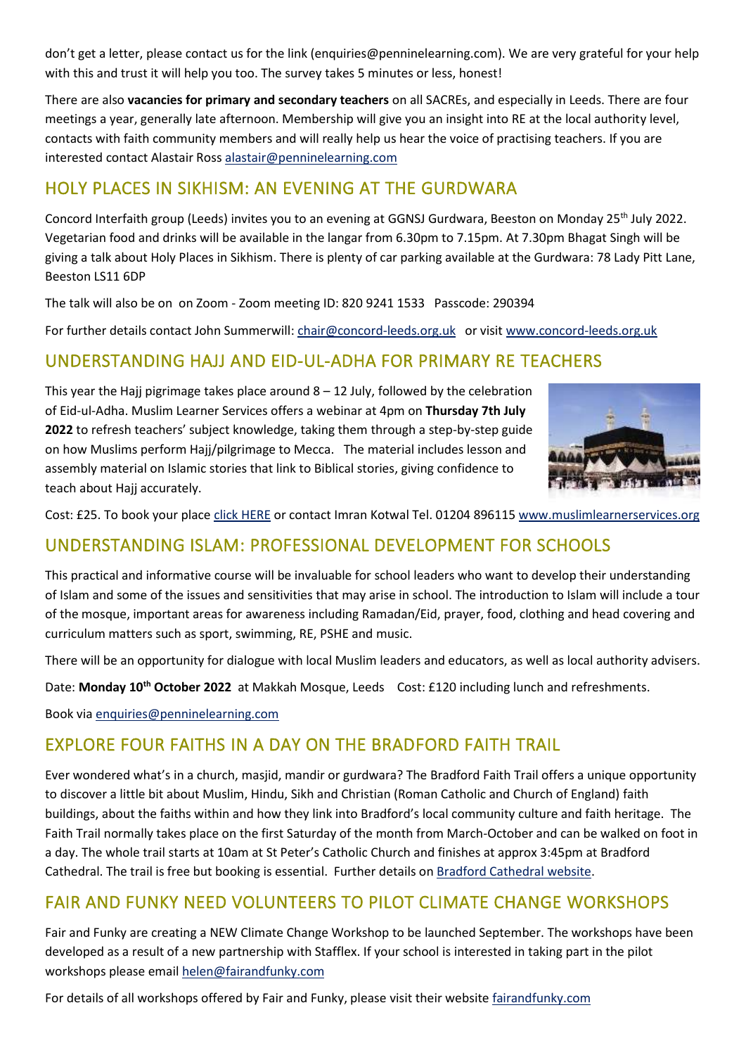don't get a letter, please contact us for the link (enquiries@penninelearning.com). We are very grateful for your help with this and trust it will help you too. The survey takes 5 minutes or less, honest!

There are also **vacancies for primary and secondary teachers** on all SACREs, and especially in Leeds. There are four meetings a year, generally late afternoon. Membership will give you an insight into RE at the local authority level, contacts with faith community members and will really help us hear the voice of practising teachers. If you are interested contact Alastair Ross alastair@penninelearning.com

## HOLY PLACES IN SIKHISM: AN EVENING AT THE GURDWARA

Concord Interfaith group (Leeds) invites you to an evening at GGNSJ Gurdwara, Beeston on Monday 25th July 2022. Vegetarian food and drinks will be available in the langar from 6.30pm to 7.15pm. At 7.30pm Bhagat Singh will be giving a talk about Holy Places in Sikhism. There is plenty of car parking available at the Gurdwara: 78 Lady Pitt Lane, Beeston LS11 6DP

The talk will also be on on Zoom - Zoom meeting ID: 820 9241 1533 Passcode: 290394

For further details contact John Summerwill: chair@concord-leeds.org.uk or visit www.concord-leeds.org.uk

## UNDERSTANDING HAJJ AND EID-UL-ADHA FOR PRIMARY RE TEACHERS

This year the Hajj pigrimage takes place around 8 – 12 July, followed by the celebration of Eid-ul-Adha. Muslim Learner Services offers a webinar at 4pm on **Thursday 7th July 2022** to refresh teachers' subject knowledge, taking them through a step-by-step guide on how Muslims perform Hajj/pilgrimage to Mecca. The material includes lesson and assembly material on Islamic stories that link to Biblical stories, giving confidence to teach about Hajj accurately.

Cost: £25. To book your place click HERE or contact Imran Kotwal Tel. 01204 896115 www.muslimlearnerservices.org

## UNDERSTANDING ISLAM: PROFESSIONAL DEVELOPMENT FOR SCHOOLS

This practical and informative course will be invaluable for school leaders who want to develop their understanding of Islam and some of the issues and sensitivities that may arise in school. The introduction to Islam will include a tour of the mosque, important areas for awareness including Ramadan/Eid, prayer, food, clothing and head covering and curriculum matters such as sport, swimming, RE, PSHE and music.

There will be an opportunity for dialogue with local Muslim leaders and educators, as well as local authority advisers.

Date: **Monday 10th October 2022** at Makkah Mosque, Leeds Cost: £120 including lunch and refreshments.

Book via enquiries@penninelearning.com

## EXPLORE FOUR FAITHS IN A DAY ON THE BRADFORD FAITH TRAIL

Ever wondered what's in a church, masjid, mandir or gurdwara? The Bradford Faith Trail offers a unique opportunity to discover a little bit about Muslim, Hindu, Sikh and Christian (Roman Catholic and Church of England) faith buildings, about the faiths within and how they link into Bradford's local community culture and faith heritage. The Faith Trail normally takes place on the first Saturday of the month from March-October and can be walked on foot in a day. The whole trail starts at 10am at St Peter's Catholic Church and finishes at approx 3:45pm at Bradford Cathedral. The trail is free but booking is essential. Further details on Bradford Cathedral website.

## FAIR AND FUNKY NEED VOLUNTEERS TO PILOT CLIMATE CHANGE WORKSHOPS

Fair and Funky are creating a NEW Climate Change Workshop to be launched September. The workshops have been developed as a result of a new partnership with Stafflex. If your school is interested in taking part in the pilot workshops please email helen@fairandfunky.com

For details of all workshops offered by Fair and Funky, please visit their website fairandfunky.com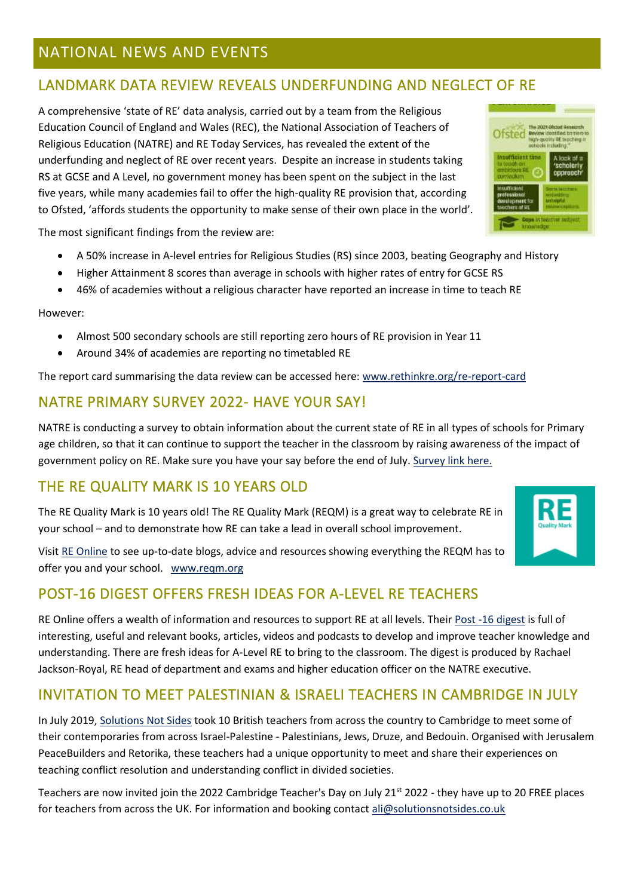# NATIONAL NEWS AND EVENTS

## LANDMARK DATA REVIEW REVEALS UNDERFUNDING AND NEGLECT OF RE

A comprehensive 'state of RE' data analysis, carried out by a team from the Religious Education Council of England and Wales (REC), the National Association of Teachers of Religious Education (NATRE) and RE Today Services, has revealed the extent of the underfunding and neglect of RE over recent years. Despite an increase in students taking RS at GCSE and A Level, no government money has been spent on the subject in the last five years, while many academies fail to offer the high-quality RE provision that, according to Ofsted, 'affords students the opportunity to make sense of their own place in the world'.

The most significant findings from the review are:

- A 50% increase in A-level entries for Religious Studies (RS) since 2003, beating Geography and History
- Higher Attainment 8 scores than average in schools with higher rates of entry for GCSE RS
- 46% of academies without a religious character have reported an increase in time to teach RE

However:

- Almost 500 secondary schools are still reporting zero hours of RE provision in Year 11
- Around 34% of academies are reporting no timetabled RE

The report card summarising the data review can be accessed here: [www.rethinkre.org/re-report-card](www.rethinkre.org/re-report-card)

## NATRE PRIMARY SURVEY 2022- HAVE YOUR SAY!

NATRE is conducting a survey to obtain information about the current state of RE in all types of schools for Primary age children, so that it can continue to support the teacher in the classroom by raising awareness of the impact of government policy on RE. Make sure you have your say before the end of July. Survey link here.

## THE RE QUALITY MARK IS 10 YEARS OLD

The RE Quality Mark is 10 years old! The RE Quality Mark (REQM) is a great way to celebrate RE in your school – and to demonstrate how RE can take a lead in overall school improvement.

Visit RE Online to see up-to-date blogs, advice and resources showing everything the REQM has to offer you and your school. [www.reqm.org](www.reqm.org)

## POST-16 DIGEST OFFERS FRESH IDEAS FOR A-LEVEL RE TEACHERS

RE Online offers a wealth of information and resources to support RE at all levels. Their Post -16 digest is full of interesting, useful and relevant books, articles, videos and podcasts to develop and improve teacher knowledge and understanding. There are fresh ideas for A-Level RE to bring to the classroom. The digest is produced by Rachael Jackson-Royal, RE head of department and exams and higher education officer on the NATRE executive.

## INVITATION TO MEET PALESTINIAN & ISRAELI TEACHERS IN CAMBRIDGE IN JULY

In July 2019, Solutions Not Sides took 10 British teachers from across the country to Cambridge to meet some of their contemporaries from across Israel-Palestine - Palestinians, Jews, Druze, and Bedouin. Organised with Jerusalem PeaceBuilders and Retorika, these teachers had a unique opportunity to meet and share their experiences on teaching conflict resolution and understanding conflict in divided societies.

Teachers are now invited join the 2022 Cambridge Teacher's Day on July 21st 2022 - they have up to 20 FREE places for teachers from across the UK. For information and booking contact ali@solutionsnotsides.co.uk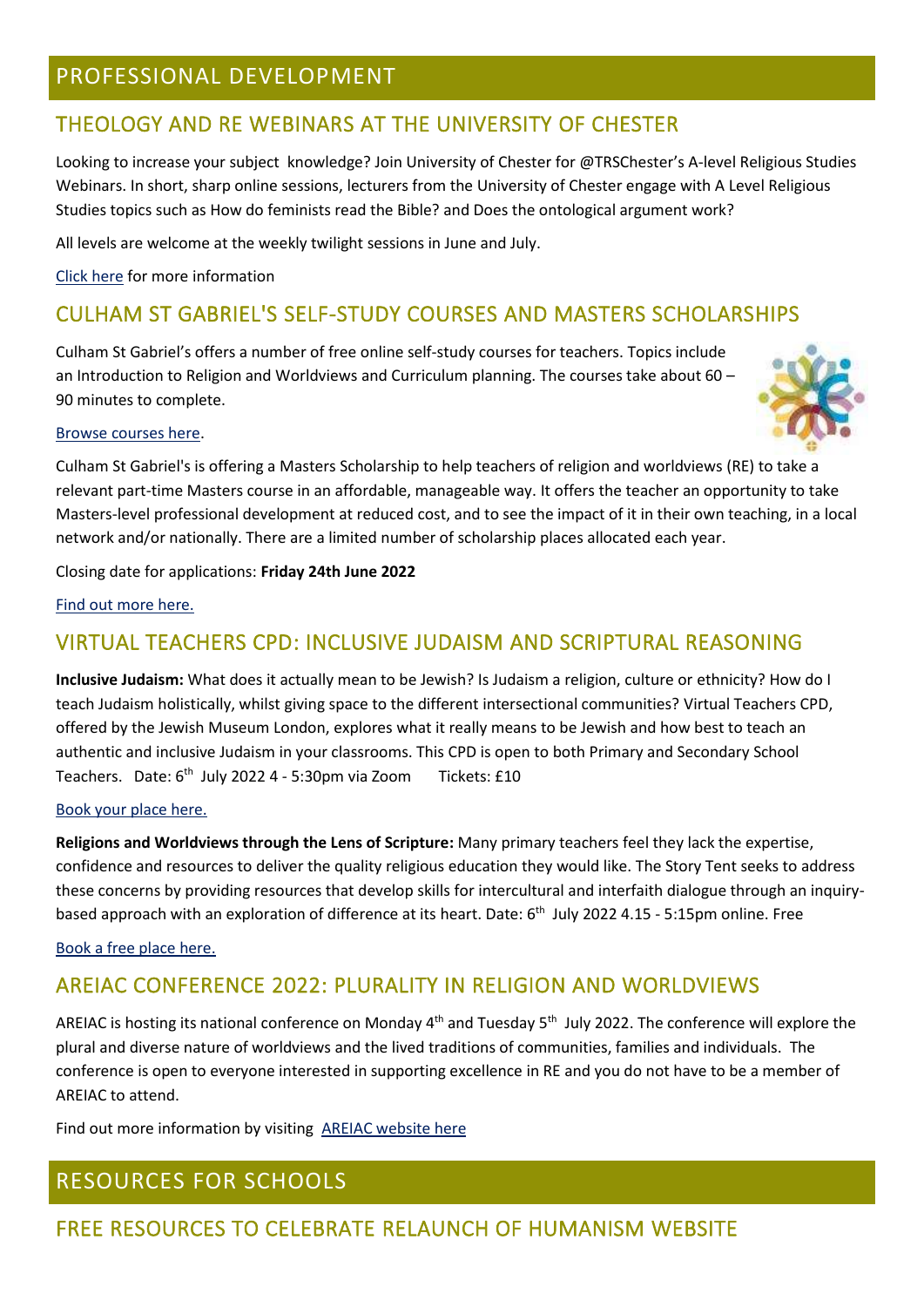# PROFESSIONAL DEVELOPMENT

## THEOLOGY AND RE WEBINARS AT THE UNIVERSITY OF CHESTER

Looking to increase your subject knowledge? Join University of Chester for @TRSChester's A-level Religious Studies Webinars. In short, sharp online sessions, lecturers from the University of Chester engage with A Level Religious Studies topics such as How do feminists read the Bible? and Does the ontological argument work?

All levels are welcome at the weekly twilight sessions in June and July.

Click here for more information

## CULHAM ST GABRIEL'S SELF-STUDY COURSES AND MASTERS SCHOLARSHIPS

Culham St Gabriel's offers a number of free online self-study courses for teachers. Topics include an Introduction to Religion and Worldviews and Curriculum planning. The courses take about 60 – 90 minutes to complete.

Browse courses here.

Culham St Gabriel's is offering a Masters Scholarship to help teachers of religion and worldviews (RE) to take a relevant part-time Masters course in an affordable, manageable way. It offers the teacher an opportunity to take Masters-level professional development at reduced cost, and to see the impact of it in their own teaching, in a local network and/or nationally. There are a limited number of scholarship places allocated each year.

Closing date for applications: **Friday 24th June 2022**

Find out more here.

## VIRTUAL TEACHERS CPD: INCLUSIVE JUDAISM AND SCRIPTURAL REASONING

**Inclusive Judaism:** What does it actually mean to be Jewish? Is Judaism a religion, culture or ethnicity? How do I teach Judaism holistically, whilst giving space to the different intersectional communities? Virtual Teachers CPD, offered by the Jewish Museum London, explores what it really means to be Jewish and how best to teach an authentic and inclusive Judaism in your classrooms. This CPD is open to both Primary and Secondary School Teachers. Date: 6th July 2022 4 - 5:30pm via Zoom Tickets: £10

Book your place here.

**Religions and Worldviews through the Lens of Scripture:** Many primary teachers feel they lack the expertise, confidence and resources to deliver the quality religious education they would like. The Story Tent seeks to address these concerns by providing resources that develop skills for intercultural and interfaith dialogue through an inquiry-based approach with an exploration of difference at its heart. Date: 6th July 2022 4.15 - 5:15pm online. Free

Book a free place here.

## AREIAC CONFERENCE 2022: PLURALITY IN RELIGION AND WORLDVIEWS

AREIAC is hosting its national conference on Monday 4th and Tuesday 5th July 2022. The conference will explore the plural and diverse nature of worldviews and the lived traditions of communities, families and individuals. The conference is open to everyone interested in supporting excellence in RE and you do not have to be a member of AREIAC to attend.

Find out more information by visiting AREIAC website here

# RESOURCES FOR SCHOOLS

## FREE RESOURCES TO CELEBRATE RELAUNCH OF HUMANISM WEBSITE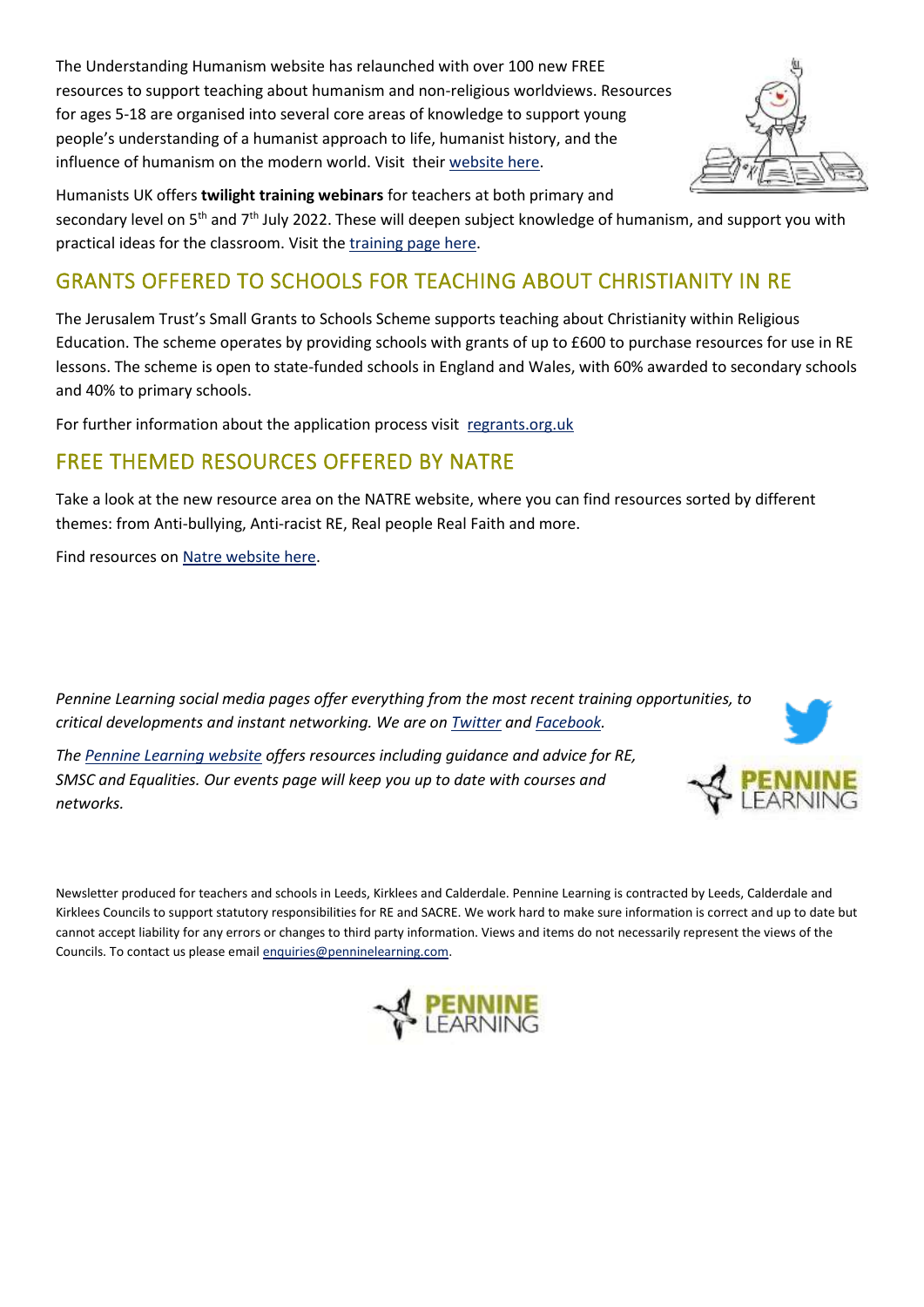The Understanding Humanism website has relaunched with over 100 new FREE resources to support teaching about humanism and non-religious worldviews. Resources for ages 5-18 are organised into several core areas of knowledge to support young people's understanding of a humanist approach to life, humanist history, and the influence of humanism on the modern world. Visit their website here.

Humanists UK offers **twilight training webinars** for teachers at both primary and secondary level on 5th and 7th July 2022. These will deepen subject knowledge of humanism, and support you with practical ideas for the classroom. Visit the training page here.

## GRANTS OFFERED TO SCHOOLS FOR TEACHING ABOUT CHRISTIANITY IN RE

The Jerusalem Trust's Small Grants to Schools Scheme supports teaching about Christianity within Religious Education. The scheme operates by providing schools with grants of up to £600 to purchase resources for use in RE lessons. The scheme is open to state-funded schools in England and Wales, with 60% awarded to secondary schools and 40% to primary schools.

For further information about the application process visit regrants.org.uk

## FREE THEMED RESOURCES OFFERED BY NATRE

Take a look at the new resource area on the NATRE website, where you can find resources sorted by different themes: from Anti-bullying, Anti-racist RE, Real people Real Faith and more.

Find resources on Natre website here.

*Pennine Learning social media pages offer everything from the most recent training opportunities, to critical developments and instant networking. We are on Twitter and Facebook.*

*The Pennine Learning website offers resources including guidance and advice for RE, SMSC and Equalities. Our events page will keep you up to date with courses and networks.*

Newsletter produced for teachers and schools in Leeds, Kirklees and Calderdale. Pennine Learning is contracted by Leeds, Calderdale and Kirklees Councils to support statutory responsibilities for RE and SACRE. We work hard to make sure information is correct and up to date but cannot accept liability for any errors or changes to third party information. Views and items do not necessarily represent the views of the Councils. To contact us please email enquiries@penninelearning.com.